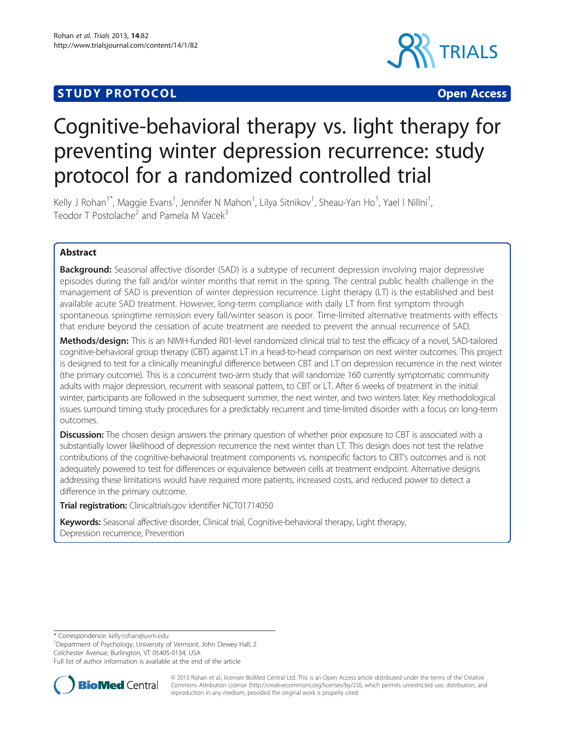**STUDY PROTOCOL** **Open Access**

# Cognitive-behavioral therapy vs. light therapy for preventing winter depression recurrence: study protocol for a randomized controlled trial

Kelly J Rohan[1*], Maggie Evans[1], Jennifer N Mahon[1], Lilya Sitnikov[1], Sheau-Yan Ho[1], Yael I Nillni[1], Teodor T Postolache[2] and Pamela M Vacek[3]

## Abstract

**Background:** Seasonal affective disorder (SAD) is a subtype of recurrent depression involving major depressive episodes during the fall and/or winter months that remit in the spring. The central public health challenge in the management of SAD is prevention of winter depression recurrence. Light therapy (LT) is the established and best available acute SAD treatment. However, long-term compliance with daily LT from first symptom through spontaneous springtime remission every fall/winter season is poor. Time-limited alternative treatments with effects that endure beyond the cessation of acute treatment are needed to prevent the annual recurrence of SAD.

**Methods/design:** This is an NIMH-funded R01-level randomized clinical trial to test the efficacy of a novel, SAD-tailored cognitive-behavioral group therapy (CBT) against LT in a head-to-head comparison on next winter outcomes. This project is designed to test for a clinically meaningful difference between CBT and LT on depression recurrence in the next winter (the primary outcome). This is a concurrent two-arm study that will randomize 160 currently symptomatic community adults with major depression, recurrent with seasonal pattern, to CBT or LT. After 6 weeks of treatment in the initial winter, participants are followed in the subsequent summer, the next winter, and two winters later. Key methodological issues surround timing study procedures for a predictably recurrent and time-limited disorder with a focus on long-term outcomes.

**Discussion:** The chosen design answers the primary question of whether prior exposure to CBT is associated with a substantially lower likelihood of depression recurrence the next winter than LT. This design does not test the relative contributions of the cognitive-behavioral treatment components vs. nonspecific factors to CBT's outcomes and is not adequately powered to test for differences or equivalence between cells at treatment endpoint. Alternative designs addressing these limitations would have required more patients, increased costs, and reduced power to detect a difference in the primary outcome.

**Trial registration:** Clinicaltrials.gov identifier NCT01714050

**Keywords:** Seasonal affective disorder, Clinical trial, Cognitive-behavioral therapy, Light therapy, Depression recurrence, Prevention

\* Correspondence: kelly.rohan@uvm.edu
[1]Department of Psychology, University of Vermont, John Dewey Hall, 2 Colchester Avenue, Burlington, VT 05405-0134, USA
Full list of author information is available at the end of the article

© 2013 Rohan et al.; licensee BioMed Central Ltd. This is an Open Access article distributed under the terms of the Creative Commons Attribution License (http://creativecommons.org/licenses/by/2.0), which permits unrestricted use, distribution, and reproduction in any medium, provided the original work is properly cited.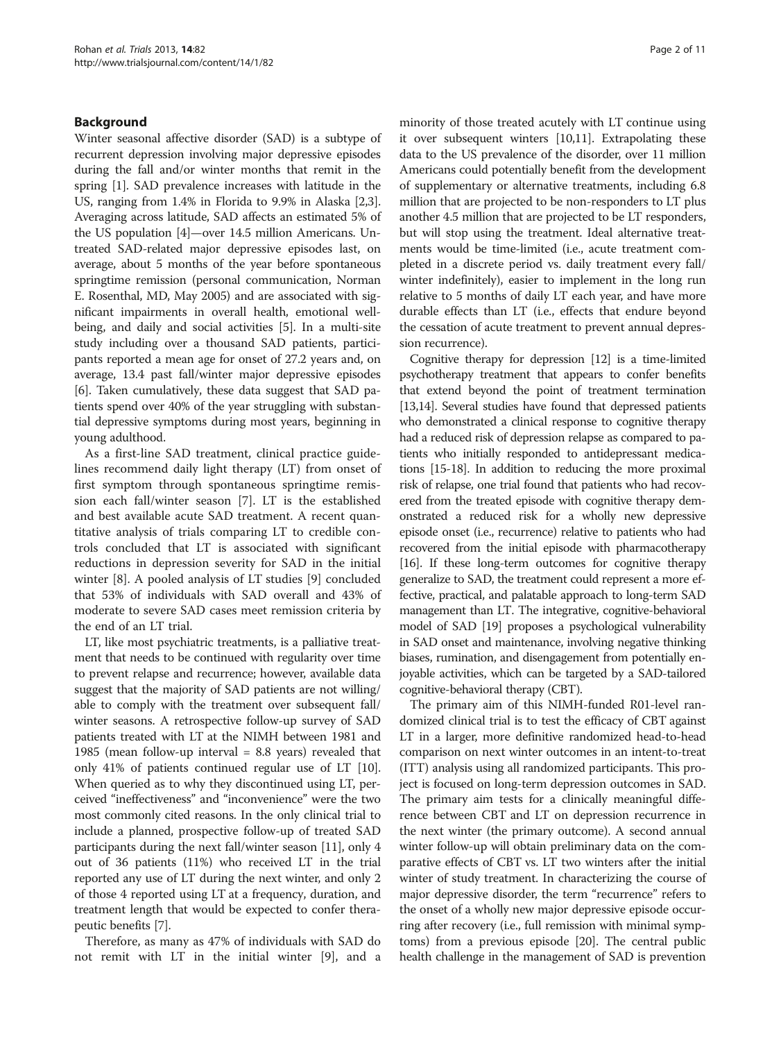## Background

Winter seasonal affective disorder (SAD) is a subtype of recurrent depression involving major depressive episodes during the fall and/or winter months that remit in the spring [1]. SAD prevalence increases with latitude in the US, ranging from 1.4% in Florida to 9.9% in Alaska [2,3]. Averaging across latitude, SAD affects an estimated 5% of the US population [4]—over 14.5 million Americans. Untreated SAD-related major depressive episodes last, on average, about 5 months of the year before spontaneous springtime remission (personal communication, Norman E. Rosenthal, MD, May 2005) and are associated with significant impairments in overall health, emotional wellbeing, and daily and social activities [5]. In a multi-site study including over a thousand SAD patients, participants reported a mean age for onset of 27.2 years and, on average, 13.4 past fall/winter major depressive episodes [6]. Taken cumulatively, these data suggest that SAD patients spend over 40% of the year struggling with substantial depressive symptoms during most years, beginning in young adulthood.

As a first-line SAD treatment, clinical practice guidelines recommend daily light therapy (LT) from onset of first symptom through spontaneous springtime remission each fall/winter season [7]. LT is the established and best available acute SAD treatment. A recent quantitative analysis of trials comparing LT to credible controls concluded that LT is associated with significant reductions in depression severity for SAD in the initial winter [8]. A pooled analysis of LT studies [9] concluded that 53% of individuals with SAD overall and 43% of moderate to severe SAD cases meet remission criteria by the end of an LT trial.

LT, like most psychiatric treatments, is a palliative treatment that needs to be continued with regularity over time to prevent relapse and recurrence; however, available data suggest that the majority of SAD patients are not willing/able to comply with the treatment over subsequent fall/winter seasons. A retrospective follow-up survey of SAD patients treated with LT at the NIMH between 1981 and 1985 (mean follow-up interval = 8.8 years) revealed that only 41% of patients continued regular use of LT [10]. When queried as to why they discontinued using LT, perceived "ineffectiveness" and "inconvenience" were the two most commonly cited reasons. In the only clinical trial to include a planned, prospective follow-up of treated SAD participants during the next fall/winter season [11], only 4 out of 36 patients (11%) who received LT in the trial reported any use of LT during the next winter, and only 2 of those 4 reported using LT at a frequency, duration, and treatment length that would be expected to confer therapeutic benefits [7].

Therefore, as many as 47% of individuals with SAD do not remit with LT in the initial winter [9], and a minority of those treated acutely with LT continue using it over subsequent winters [10,11]. Extrapolating these data to the US prevalence of the disorder, over 11 million Americans could potentially benefit from the development of supplementary or alternative treatments, including 6.8 million that are projected to be non-responders to LT plus another 4.5 million that are projected to be LT responders, but will stop using the treatment. Ideal alternative treatments would be time-limited (i.e., acute treatment completed in a discrete period vs. daily treatment every fall/winter indefinitely), easier to implement in the long run relative to 5 months of daily LT each year, and have more durable effects than LT (i.e., effects that endure beyond the cessation of acute treatment to prevent annual depression recurrence).

Cognitive therapy for depression [12] is a time-limited psychotherapy treatment that appears to confer benefits that extend beyond the point of treatment termination [13,14]. Several studies have found that depressed patients who demonstrated a clinical response to cognitive therapy had a reduced risk of depression relapse as compared to patients who initially responded to antidepressant medications [15-18]. In addition to reducing the more proximal risk of relapse, one trial found that patients who had recovered from the treated episode with cognitive therapy demonstrated a reduced risk for a wholly new depressive episode onset (i.e., recurrence) relative to patients who had recovered from the initial episode with pharmacotherapy [16]. If these long-term outcomes for cognitive therapy generalize to SAD, the treatment could represent a more effective, practical, and palatable approach to long-term SAD management than LT. The integrative, cognitive-behavioral model of SAD [19] proposes a psychological vulnerability in SAD onset and maintenance, involving negative thinking biases, rumination, and disengagement from potentially enjoyable activities, which can be targeted by a SAD-tailored cognitive-behavioral therapy (CBT).

The primary aim of this NIMH-funded R01-level randomized clinical trial is to test the efficacy of CBT against LT in a larger, more definitive randomized head-to-head comparison on next winter outcomes in an intent-to-treat (ITT) analysis using all randomized participants. This project is focused on long-term depression outcomes in SAD. The primary aim tests for a clinically meaningful difference between CBT and LT on depression recurrence in the next winter (the primary outcome). A second annual winter follow-up will obtain preliminary data on the comparative effects of CBT vs. LT two winters after the initial winter of study treatment. In characterizing the course of major depressive disorder, the term "recurrence" refers to the onset of a wholly new major depressive episode occurring after recovery (i.e., full remission with minimal symptoms) from a previous episode [20]. The central public health challenge in the management of SAD is prevention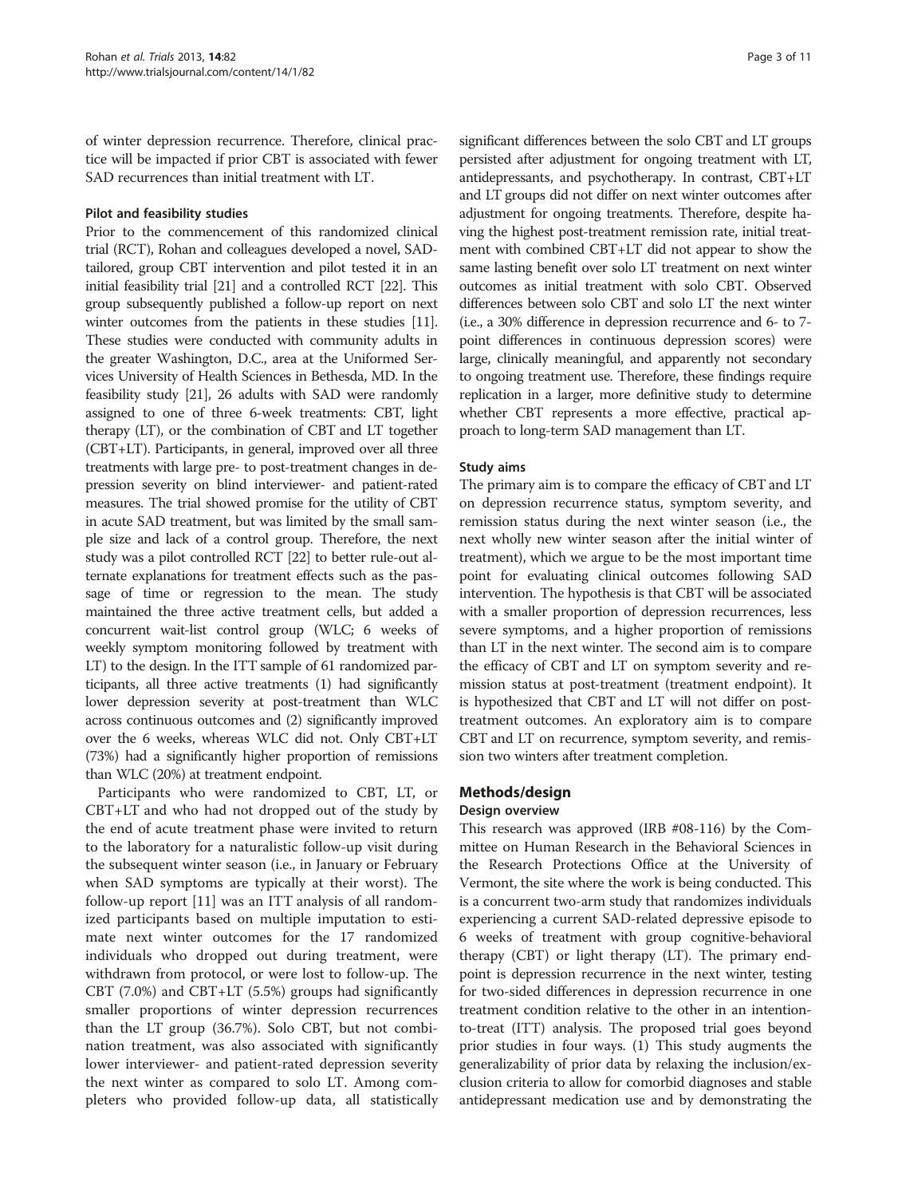of winter depression recurrence. Therefore, clinical practice will be impacted if prior CBT is associated with fewer SAD recurrences than initial treatment with LT.

### Pilot and feasibility studies

Prior to the commencement of this randomized clinical trial (RCT), Rohan and colleagues developed a novel, SAD-tailored, group CBT intervention and pilot tested it in an initial feasibility trial [21] and a controlled RCT [22]. This group subsequently published a follow-up report on next winter outcomes from the patients in these studies [11]. These studies were conducted with community adults in the greater Washington, D.C., area at the Uniformed Services University of Health Sciences in Bethesda, MD. In the feasibility study [21], 26 adults with SAD were randomly assigned to one of three 6-week treatments: CBT, light therapy (LT), or the combination of CBT and LT together (CBT+LT). Participants, in general, improved over all three treatments with large pre- to post-treatment changes in depression severity on blind interviewer- and patient-rated measures. The trial showed promise for the utility of CBT in acute SAD treatment, but was limited by the small sample size and lack of a control group. Therefore, the next study was a pilot controlled RCT [22] to better rule-out alternate explanations for treatment effects such as the passage of time or regression to the mean. The study maintained the three active treatment cells, but added a concurrent wait-list control group (WLC; 6 weeks of weekly symptom monitoring followed by treatment with LT) to the design. In the ITT sample of 61 randomized participants, all three active treatments (1) had significantly lower depression severity at post-treatment than WLC across continuous outcomes and (2) significantly improved over the 6 weeks, whereas WLC did not. Only CBT+LT (73%) had a significantly higher proportion of remissions than WLC (20%) at treatment endpoint.

Participants who were randomized to CBT, LT, or CBT+LT and who had not dropped out of the study by the end of acute treatment phase were invited to return to the laboratory for a naturalistic follow-up visit during the subsequent winter season (i.e., in January or February when SAD symptoms are typically at their worst). The follow-up report [11] was an ITT analysis of all randomized participants based on multiple imputation to estimate next winter outcomes for the 17 randomized individuals who dropped out during treatment, were withdrawn from protocol, or were lost to follow-up. The CBT (7.0%) and CBT+LT (5.5%) groups had significantly smaller proportions of winter depression recurrences than the LT group (36.7%). Solo CBT, but not combination treatment, was also associated with significantly lower interviewer- and patient-rated depression severity the next winter as compared to solo LT. Among completers who provided follow-up data, all statistically significant differences between the solo CBT and LT groups persisted after adjustment for ongoing treatment with LT, antidepressants, and psychotherapy. In contrast, CBT+LT and LT groups did not differ on next winter outcomes after adjustment for ongoing treatments. Therefore, despite having the highest post-treatment remission rate, initial treatment with combined CBT+LT did not appear to show the same lasting benefit over solo LT treatment on next winter outcomes as initial treatment with solo CBT. Observed differences between solo CBT and solo LT the next winter (i.e., a 30% difference in depression recurrence and 6- to 7-point differences in continuous depression scores) were large, clinically meaningful, and apparently not secondary to ongoing treatment use. Therefore, these findings require replication in a larger, more definitive study to determine whether CBT represents a more effective, practical approach to long-term SAD management than LT.

### Study aims

The primary aim is to compare the efficacy of CBT and LT on depression recurrence status, symptom severity, and remission status during the next winter season (i.e., the next wholly new winter season after the initial winter of treatment), which we argue to be the most important time point for evaluating clinical outcomes following SAD intervention. The hypothesis is that CBT will be associated with a smaller proportion of depression recurrences, less severe symptoms, and a higher proportion of remissions than LT in the next winter. The second aim is to compare the efficacy of CBT and LT on symptom severity and remission status at post-treatment (treatment endpoint). It is hypothesized that CBT and LT will not differ on post-treatment outcomes. An exploratory aim is to compare CBT and LT on recurrence, symptom severity, and remission two winters after treatment completion.

## Methods/design

### Design overview

This research was approved (IRB #08-116) by the Committee on Human Research in the Behavioral Sciences in the Research Protections Office at the University of Vermont, the site where the work is being conducted. This is a concurrent two-arm study that randomizes individuals experiencing a current SAD-related depressive episode to 6 weeks of treatment with group cognitive-behavioral therapy (CBT) or light therapy (LT). The primary endpoint is depression recurrence in the next winter, testing for two-sided differences in depression recurrence in one treatment condition relative to the other in an intention-to-treat (ITT) analysis. The proposed trial goes beyond prior studies in four ways. (1) This study augments the generalizability of prior data by relaxing the inclusion/exclusion criteria to allow for comorbid diagnoses and stable antidepressant medication use and by demonstrating the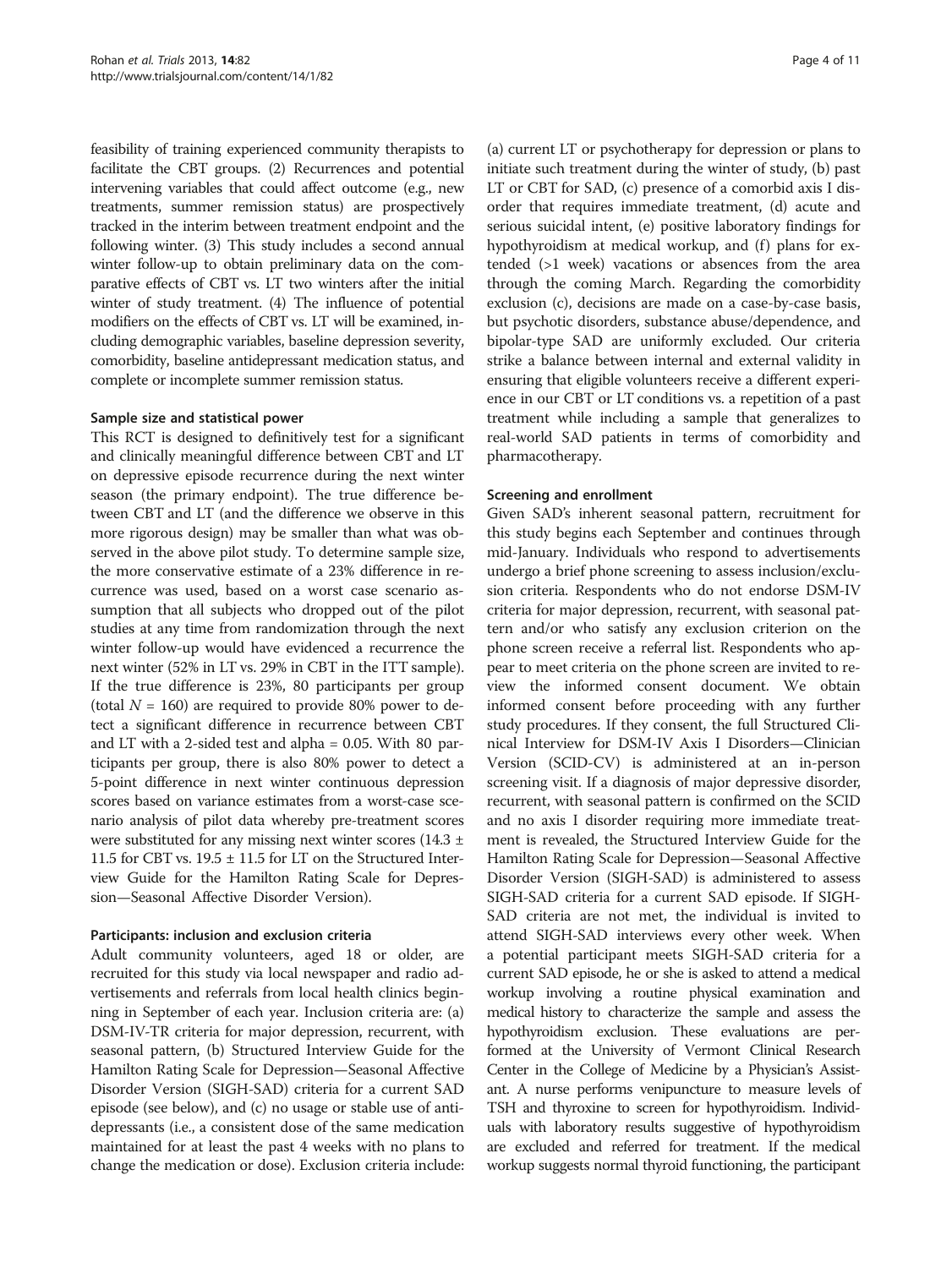feasibility of training experienced community therapists to facilitate the CBT groups. (2) Recurrences and potential intervening variables that could affect outcome (e.g., new treatments, summer remission status) are prospectively tracked in the interim between treatment endpoint and the following winter. (3) This study includes a second annual winter follow-up to obtain preliminary data on the comparative effects of CBT vs. LT two winters after the initial winter of study treatment. (4) The influence of potential modifiers on the effects of CBT vs. LT will be examined, including demographic variables, baseline depression severity, comorbidity, baseline antidepressant medication status, and complete or incomplete summer remission status.

### Sample size and statistical power

This RCT is designed to definitively test for a significant and clinically meaningful difference between CBT and LT on depressive episode recurrence during the next winter season (the primary endpoint). The true difference between CBT and LT (and the difference we observe in this more rigorous design) may be smaller than what was observed in the above pilot study. To determine sample size, the more conservative estimate of a 23% difference in recurrence was used, based on a worst case scenario assumption that all subjects who dropped out of the pilot studies at any time from randomization through the next winter follow-up would have evidenced a recurrence the next winter (52% in LT vs. 29% in CBT in the ITT sample). If the true difference is 23%, 80 participants per group (total $N = 160$) are required to provide 80% power to detect a significant difference in recurrence between CBT and LT with a 2-sided test and alpha = 0.05. With 80 participants per group, there is also 80% power to detect a 5-point difference in next winter continuous depression scores based on variance estimates from a worst-case scenario analysis of pilot data whereby pre-treatment scores were substituted for any missing next winter scores ($14.3 \pm 11.5$ for CBT vs. $19.5 \pm 11.5$ for LT on the Structured Interview Guide for the Hamilton Rating Scale for Depression—Seasonal Affective Disorder Version).

### Participants: inclusion and exclusion criteria

Adult community volunteers, aged 18 or older, are recruited for this study via local newspaper and radio advertisements and referrals from local health clinics beginning in September of each year. Inclusion criteria are: (a) DSM-IV-TR criteria for major depression, recurrent, with seasonal pattern, (b) Structured Interview Guide for the Hamilton Rating Scale for Depression—Seasonal Affective Disorder Version (SIGH-SAD) criteria for a current SAD episode (see below), and (c) no usage or stable use of antidepressants (i.e., a consistent dose of the same medication maintained for at least the past 4 weeks with no plans to change the medication or dose). Exclusion criteria include: (a) current LT or psychotherapy for depression or plans to initiate such treatment during the winter of study, (b) past LT or CBT for SAD, (c) presence of a comorbid axis I disorder that requires immediate treatment, (d) acute and serious suicidal intent, (e) positive laboratory findings for hypothyroidism at medical workup, and (f) plans for extended (>1 week) vacations or absences from the area through the coming March. Regarding the comorbidity exclusion (c), decisions are made on a case-by-case basis, but psychotic disorders, substance abuse/dependence, and bipolar-type SAD are uniformly excluded. Our criteria strike a balance between internal and external validity in ensuring that eligible volunteers receive a different experience in our CBT or LT conditions vs. a repetition of a past treatment while including a sample that generalizes to real-world SAD patients in terms of comorbidity and pharmacotherapy.

### Screening and enrollment

Given SAD's inherent seasonal pattern, recruitment for this study begins each September and continues through mid-January. Individuals who respond to advertisements undergo a brief phone screening to assess inclusion/exclusion criteria. Respondents who do not endorse DSM-IV criteria for major depression, recurrent, with seasonal pattern and/or who satisfy any exclusion criterion on the phone screen receive a referral list. Respondents who appear to meet criteria on the phone screen are invited to review the informed consent document. We obtain informed consent before proceeding with any further study procedures. If they consent, the full Structured Clinical Interview for DSM-IV Axis I Disorders—Clinician Version (SCID-CV) is administered at an in-person screening visit. If a diagnosis of major depressive disorder, recurrent, with seasonal pattern is confirmed on the SCID and no axis I disorder requiring more immediate treatment is revealed, the Structured Interview Guide for the Hamilton Rating Scale for Depression—Seasonal Affective Disorder Version (SIGH-SAD) is administered to assess SIGH-SAD criteria for a current SAD episode. If SIGH-SAD criteria are not met, the individual is invited to attend SIGH-SAD interviews every other week. When a potential participant meets SIGH-SAD criteria for a current SAD episode, he or she is asked to attend a medical workup involving a routine physical examination and medical history to characterize the sample and assess the hypothyroidism exclusion. These evaluations are performed at the University of Vermont Clinical Research Center in the College of Medicine by a Physician's Assistant. A nurse performs venipuncture to measure levels of TSH and thyroxine to screen for hypothyroidism. Individuals with laboratory results suggestive of hypothyroidism are excluded and referred for treatment. If the medical workup suggests normal thyroid functioning, the participant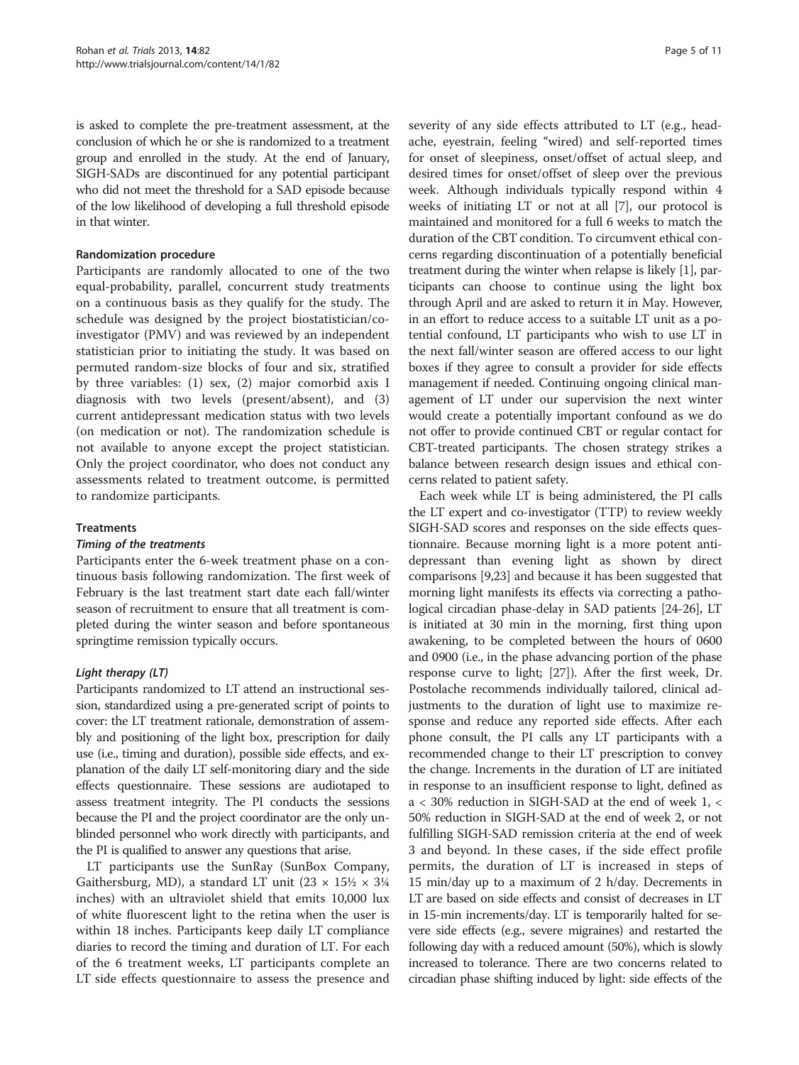is asked to complete the pre-treatment assessment, at the conclusion of which he or she is randomized to a treatment group and enrolled in the study. At the end of January, SIGH-SADs are discontinued for any potential participant who did not meet the threshold for a SAD episode because of the low likelihood of developing a full threshold episode in that winter.

### Randomization procedure

Participants are randomly allocated to one of the two equal-probability, parallel, concurrent study treatments on a continuous basis as they qualify for the study. The schedule was designed by the project biostatistician/co-investigator (PMV) and was reviewed by an independent statistician prior to initiating the study. It was based on permuted random-size blocks of four and six, stratified by three variables: (1) sex, (2) major comorbid axis I diagnosis with two levels (present/absent), and (3) current antidepressant medication status with two levels (on medication or not). The randomization schedule is not available to anyone except the project statistician. Only the project coordinator, who does not conduct any assessments related to treatment outcome, is permitted to randomize participants.

### Treatments

#### *Timing of the treatments*

Participants enter the 6-week treatment phase on a continuous basis following randomization. The first week of February is the last treatment start date each fall/winter season of recruitment to ensure that all treatment is completed during the winter season and before spontaneous springtime remission typically occurs.

#### *Light therapy (LT)*

Participants randomized to LT attend an instructional session, standardized using a pre-generated script of points to cover: the LT treatment rationale, demonstration of assembly and positioning of the light box, prescription for daily use (i.e., timing and duration), possible side effects, and explanation of the daily LT self-monitoring diary and the side effects questionnaire. These sessions are audiotaped to assess treatment integrity. The PI conducts the sessions because the PI and the project coordinator are the only unblinded personnel who work directly with participants, and the PI is qualified to answer any questions that arise.

LT participants use the SunRay (SunBox Company, Gaithersburg, MD), a standard LT unit (23 × 15½ × 3¼ inches) with an ultraviolet shield that emits 10,000 lux of white fluorescent light to the retina when the user is within 18 inches. Participants keep daily LT compliance diaries to record the timing and duration of LT. For each of the 6 treatment weeks, LT participants complete an LT side effects questionnaire to assess the presence and severity of any side effects attributed to LT (e.g., headache, eyestrain, feeling "wired) and self-reported times for onset of sleepiness, onset/offset of actual sleep, and desired times for onset/offset of sleep over the previous week. Although individuals typically respond within 4 weeks of initiating LT or not at all [7], our protocol is maintained and monitored for a full 6 weeks to match the duration of the CBT condition. To circumvent ethical concerns regarding discontinuation of a potentially beneficial treatment during the winter when relapse is likely [1], participants can choose to continue using the light box through April and are asked to return it in May. However, in an effort to reduce access to a suitable LT unit as a potential confound, LT participants who wish to use LT in the next fall/winter season are offered access to our light boxes if they agree to consult a provider for side effects management if needed. Continuing ongoing clinical management of LT under our supervision the next winter would create a potentially important confound as we do not offer to provide continued CBT or regular contact for CBT-treated participants. The chosen strategy strikes a balance between research design issues and ethical concerns related to patient safety.

Each week while LT is being administered, the PI calls the LT expert and co-investigator (TTP) to review weekly SIGH-SAD scores and responses on the side effects questionnaire. Because morning light is a more potent antidepressant than evening light as shown by direct comparisons [9,23] and because it has been suggested that morning light manifests its effects via correcting a pathological circadian phase-delay in SAD patients [24-26], LT is initiated at 30 min in the morning, first thing upon awakening, to be completed between the hours of 0600 and 0900 (i.e., in the phase advancing portion of the phase response curve to light; [27]). After the first week, Dr. Postolache recommends individually tailored, clinical adjustments to the duration of light use to maximize response and reduce any reported side effects. After each phone consult, the PI calls any LT participants with a recommended change to their LT prescription to convey the change. Increments in the duration of LT are initiated in response to an insufficient response to light, defined as a < 30% reduction in SIGH-SAD at the end of week 1, < 50% reduction in SIGH-SAD at the end of week 2, or not fulfilling SIGH-SAD remission criteria at the end of week 3 and beyond. In these cases, if the side effect profile permits, the duration of LT is increased in steps of 15 min/day up to a maximum of 2 h/day. Decrements in LT are based on side effects and consist of decreases in LT in 15-min increments/day. LT is temporarily halted for severe side effects (e.g., severe migraines) and restarted the following day with a reduced amount (50%), which is slowly increased to tolerance. There are two concerns related to circadian phase shifting induced by light: side effects of the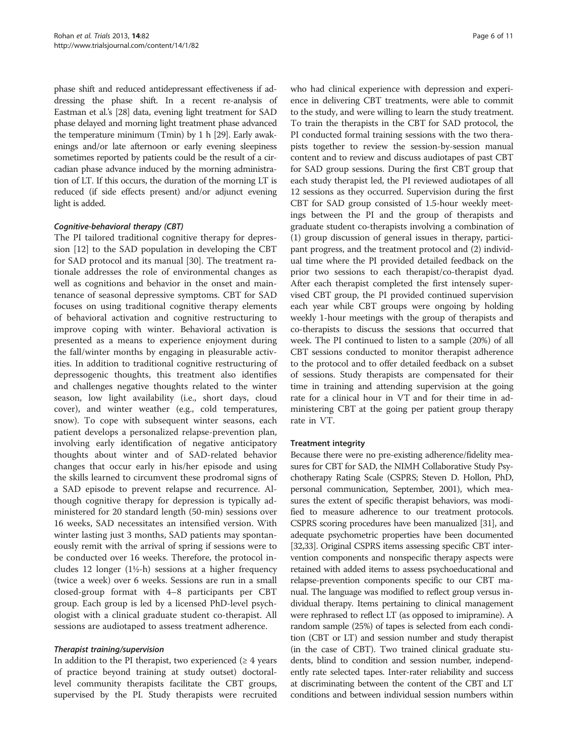phase shift and reduced antidepressant effectiveness if addressing the phase shift. In a recent re-analysis of Eastman et al.'s [28] data, evening light treatment for SAD phase delayed and morning light treatment phase advanced the temperature minimum (Tmin) by 1 h [29]. Early awakenings and/or late afternoon or early evening sleepiness sometimes reported by patients could be the result of a circadian phase advance induced by the morning administration of LT. If this occurs, the duration of the morning LT is reduced (if side effects present) and/or adjunct evening light is added.

#### *Cognitive-behavioral therapy (CBT)*

The PI tailored traditional cognitive therapy for depression [12] to the SAD population in developing the CBT for SAD protocol and its manual [30]. The treatment rationale addresses the role of environmental changes as well as cognitions and behavior in the onset and maintenance of seasonal depressive symptoms. CBT for SAD focuses on using traditional cognitive therapy elements of behavioral activation and cognitive restructuring to improve coping with winter. Behavioral activation is presented as a means to experience enjoyment during the fall/winter months by engaging in pleasurable activities. In addition to traditional cognitive restructuring of depressogenic thoughts, this treatment also identifies and challenges negative thoughts related to the winter season, low light availability (i.e., short days, cloud cover), and winter weather (e.g., cold temperatures, snow). To cope with subsequent winter seasons, each patient develops a personalized relapse-prevention plan, involving early identification of negative anticipatory thoughts about winter and of SAD-related behavior changes that occur early in his/her episode and using the skills learned to circumvent these prodromal signs of a SAD episode to prevent relapse and recurrence. Although cognitive therapy for depression is typically administered for 20 standard length (50-min) sessions over 16 weeks, SAD necessitates an intensified version. With winter lasting just 3 months, SAD patients may spontaneously remit with the arrival of spring if sessions were to be conducted over 16 weeks. Therefore, the protocol includes 12 longer (1½-h) sessions at a higher frequency (twice a week) over 6 weeks. Sessions are run in a small closed-group format with 4–8 participants per CBT group. Each group is led by a licensed PhD-level psychologist with a clinical graduate student co-therapist. All sessions are audiotaped to assess treatment adherence.

#### *Therapist training/supervision*

In addition to the PI therapist, two experienced (≥ 4 years of practice beyond training at study outset) doctoral-level community therapists facilitate the CBT groups, supervised by the PI. Study therapists were recruited who had clinical experience with depression and experience in delivering CBT treatments, were able to commit to the study, and were willing to learn the study treatment. To train the therapists in the CBT for SAD protocol, the PI conducted formal training sessions with the two therapists together to review the session-by-session manual content and to review and discuss audiotapes of past CBT for SAD group sessions. During the first CBT group that each study therapist led, the PI reviewed audiotapes of all 12 sessions as they occurred. Supervision during the first CBT for SAD group consisted of 1.5-hour weekly meetings between the PI and the group of therapists and graduate student co-therapists involving a combination of (1) group discussion of general issues in therapy, participant progress, and the treatment protocol and (2) individual time where the PI provided detailed feedback on the prior two sessions to each therapist/co-therapist dyad. After each therapist completed the first intensely supervised CBT group, the PI provided continued supervision each year while CBT groups were ongoing by holding weekly 1-hour meetings with the group of therapists and co-therapists to discuss the sessions that occurred that week. The PI continued to listen to a sample (20%) of all CBT sessions conducted to monitor therapist adherence to the protocol and to offer detailed feedback on a subset of sessions. Study therapists are compensated for their time in training and attending supervision at the going rate for a clinical hour in VT and for their time in administering CBT at the going per patient group therapy rate in VT.

### Treatment integrity

Because there were no pre-existing adherence/fidelity measures for CBT for SAD, the NIMH Collaborative Study Psychotherapy Rating Scale (CSPRS; Steven D. Hollon, PhD, personal communication, September, 2001), which measures the extent of specific therapist behaviors, was modified to measure adherence to our treatment protocols. CSPRS scoring procedures have been manualized [31], and adequate psychometric properties have been documented [32,33]. Original CSPRS items assessing specific CBT intervention components and nonspecific therapy aspects were retained with added items to assess psychoeducational and relapse-prevention components specific to our CBT manual. The language was modified to reflect group versus individual therapy. Items pertaining to clinical management were rephrased to reflect LT (as opposed to imipramine). A random sample (25%) of tapes is selected from each condition (CBT or LT) and session number and study therapist (in the case of CBT). Two trained clinical graduate students, blind to condition and session number, independently rate selected tapes. Inter-rater reliability and success at discriminating between the content of the CBT and LT conditions and between individual session numbers within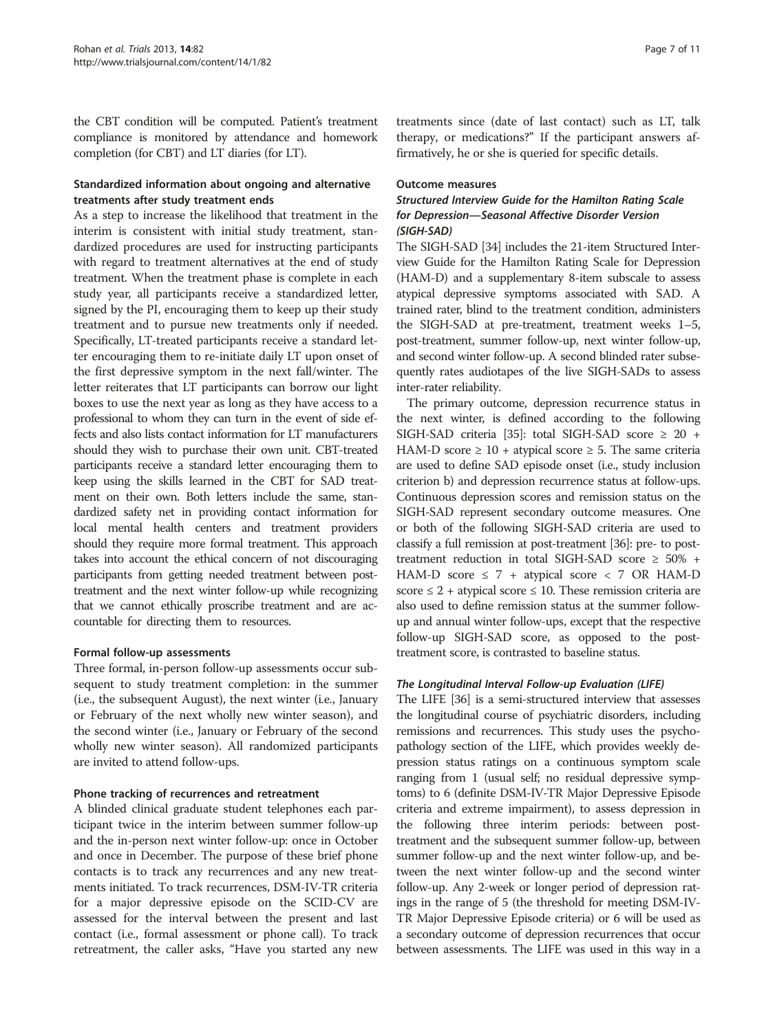the CBT condition will be computed. Patient's treatment compliance is monitored by attendance and homework completion (for CBT) and LT diaries (for LT).

### Standardized information about ongoing and alternative treatments after study treatment ends

As a step to increase the likelihood that treatment in the interim is consistent with initial study treatment, standardized procedures are used for instructing participants with regard to treatment alternatives at the end of study treatment. When the treatment phase is complete in each study year, all participants receive a standardized letter, signed by the PI, encouraging them to keep up their study treatment and to pursue new treatments only if needed. Specifically, LT-treated participants receive a standard letter encouraging them to re-initiate daily LT upon onset of the first depressive symptom in the next fall/winter. The letter reiterates that LT participants can borrow our light boxes to use the next year as long as they have access to a professional to whom they can turn in the event of side effects and also lists contact information for LT manufacturers should they wish to purchase their own unit. CBT-treated participants receive a standard letter encouraging them to keep using the skills learned in the CBT for SAD treatment on their own. Both letters include the same, standardized safety net in providing contact information for local mental health centers and treatment providers should they require more formal treatment. This approach takes into account the ethical concern of not discouraging participants from getting needed treatment between post-treatment and the next winter follow-up while recognizing that we cannot ethically proscribe treatment and are accountable for directing them to resources.

### Formal follow-up assessments

Three formal, in-person follow-up assessments occur subsequent to study treatment completion: in the summer (i.e., the subsequent August), the next winter (i.e., January or February of the next wholly new winter season), and the second winter (i.e., January or February of the second wholly new winter season). All randomized participants are invited to attend follow-ups.

### Phone tracking of recurrences and retreatment

A blinded clinical graduate student telephones each participant twice in the interim between summer follow-up and the in-person next winter follow-up: once in October and once in December. The purpose of these brief phone contacts is to track any recurrences and any new treatments initiated. To track recurrences, DSM-IV-TR criteria for a major depressive episode on the SCID-CV are assessed for the interval between the present and last contact (i.e., formal assessment or phone call). To track retreatment, the caller asks, "Have you started any new treatments since (date of last contact) such as LT, talk therapy, or medications?" If the participant answers affirmatively, he or she is queried for specific details.

### Outcome measures

#### *Structured Interview Guide for the Hamilton Rating Scale for Depression—Seasonal Affective Disorder Version (SIGH-SAD)*

The SIGH-SAD [34] includes the 21-item Structured Interview Guide for the Hamilton Rating Scale for Depression (HAM-D) and a supplementary 8-item subscale to assess atypical depressive symptoms associated with SAD. A trained rater, blind to the treatment condition, administers the SIGH-SAD at pre-treatment, treatment weeks 1–5, post-treatment, summer follow-up, next winter follow-up, and second winter follow-up. A second blinded rater subsequently rates audiotapes of the live SIGH-SADs to assess inter-rater reliability.

The primary outcome, depression recurrence status in the next winter, is defined according to the following SIGH-SAD criteria [35]: total SIGH-SAD score $\geq 20$ + HAM-D score $\geq 10$ + atypical score $\geq 5$. The same criteria are used to define SAD episode onset (i.e., study inclusion criterion b) and depression recurrence status at follow-ups. Continuous depression scores and remission status on the SIGH-SAD represent secondary outcome measures. One or both of the following SIGH-SAD criteria are used to classify a full remission at post-treatment [36]: pre- to post-treatment reduction in total SIGH-SAD score $\geq 50\%$ + HAM-D score $\leq 7$ + atypical score $< 7$ OR HAM-D score $\leq 2$ + atypical score $\leq 10$. These remission criteria are also used to define remission status at the summer follow-up and annual winter follow-ups, except that the respective follow-up SIGH-SAD score, as opposed to the post-treatment score, is contrasted to baseline status.

#### *The Longitudinal Interval Follow-up Evaluation (LIFE)*

The LIFE [36] is a semi-structured interview that assesses the longitudinal course of psychiatric disorders, including remissions and recurrences. This study uses the psychopathology section of the LIFE, which provides weekly depression status ratings on a continuous symptom scale ranging from 1 (usual self; no residual depressive symptoms) to 6 (definite DSM-IV-TR Major Depressive Episode criteria and extreme impairment), to assess depression in the following three interim periods: between post-treatment and the subsequent summer follow-up, between summer follow-up and the next winter follow-up, and between the next winter follow-up and the second winter follow-up. Any 2-week or longer period of depression ratings in the range of 5 (the threshold for meeting DSM-IV-TR Major Depressive Episode criteria) or 6 will be used as a secondary outcome of depression recurrences that occur between assessments. The LIFE was used in this way in a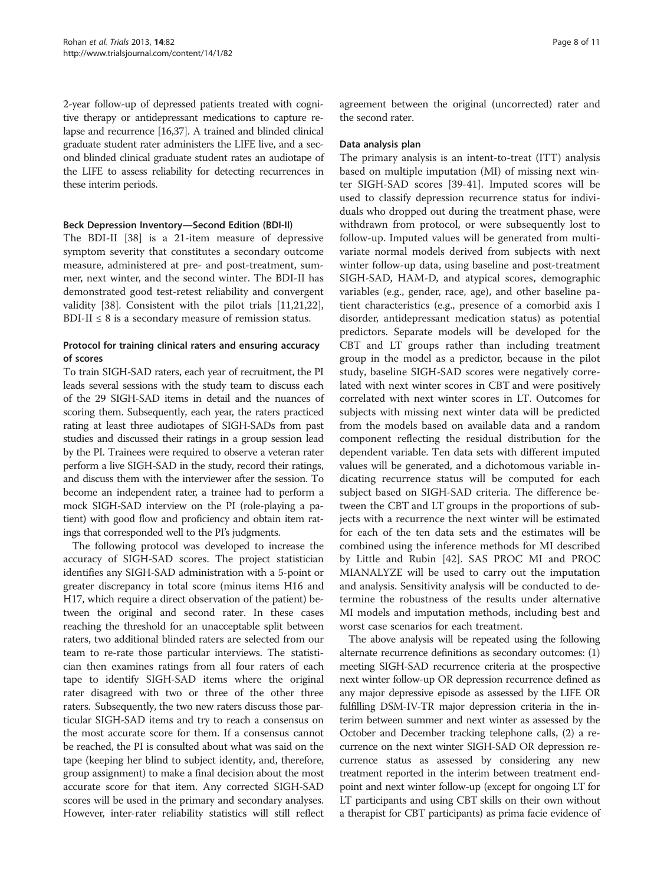2-year follow-up of depressed patients treated with cognitive therapy or antidepressant medications to capture relapse and recurrence [16,37]. A trained and blinded clinical graduate student rater administers the LIFE live, and a second blinded clinical graduate student rates an audiotape of the LIFE to assess reliability for detecting recurrences in these interim periods.

#### Beck Depression Inventory—Second Edition (BDI-II)

The BDI-II [38] is a 21-item measure of depressive symptom severity that constitutes a secondary outcome measure, administered at pre- and post-treatment, summer, next winter, and the second winter. The BDI-II has demonstrated good test-retest reliability and convergent validity [38]. Consistent with the pilot trials [11,21,22], BDI-II ≤ 8 is a secondary measure of remission status.

#### Protocol for training clinical raters and ensuring accuracy of scores

To train SIGH-SAD raters, each year of recruitment, the PI leads several sessions with the study team to discuss each of the 29 SIGH-SAD items in detail and the nuances of scoring them. Subsequently, each year, the raters practiced rating at least three audiotapes of SIGH-SADs from past studies and discussed their ratings in a group session lead by the PI. Trainees were required to observe a veteran rater perform a live SIGH-SAD in the study, record their ratings, and discuss them with the interviewer after the session. To become an independent rater, a trainee had to perform a mock SIGH-SAD interview on the PI (role-playing a patient) with good flow and proficiency and obtain item ratings that corresponded well to the PI's judgments.

The following protocol was developed to increase the accuracy of SIGH-SAD scores. The project statistician identifies any SIGH-SAD administration with a 5-point or greater discrepancy in total score (minus items H16 and H17, which require a direct observation of the patient) between the original and second rater. In these cases reaching the threshold for an unacceptable split between raters, two additional blinded raters are selected from our team to re-rate those particular interviews. The statistician then examines ratings from all four raters of each tape to identify SIGH-SAD items where the original rater disagreed with two or three of the other three raters. Subsequently, the two new raters discuss those particular SIGH-SAD items and try to reach a consensus on the most accurate score for them. If a consensus cannot be reached, the PI is consulted about what was said on the tape (keeping her blind to subject identity, and, therefore, group assignment) to make a final decision about the most accurate score for that item. Any corrected SIGH-SAD scores will be used in the primary and secondary analyses. However, inter-rater reliability statistics will still reflect agreement between the original (uncorrected) rater and the second rater.

#### Data analysis plan

The primary analysis is an intent-to-treat (ITT) analysis based on multiple imputation (MI) of missing next winter SIGH-SAD scores [39-41]. Imputed scores will be used to classify depression recurrence status for individuals who dropped out during the treatment phase, were withdrawn from protocol, or were subsequently lost to follow-up. Imputed values will be generated from multivariate normal models derived from subjects with next winter follow-up data, using baseline and post-treatment SIGH-SAD, HAM-D, and atypical scores, demographic variables (e.g., gender, race, age), and other baseline patient characteristics (e.g., presence of a comorbid axis I disorder, antidepressant medication status) as potential predictors. Separate models will be developed for the CBT and LT groups rather than including treatment group in the model as a predictor, because in the pilot study, baseline SIGH-SAD scores were negatively correlated with next winter scores in CBT and were positively correlated with next winter scores in LT. Outcomes for subjects with missing next winter data will be predicted from the models based on available data and a random component reflecting the residual distribution for the dependent variable. Ten data sets with different imputed values will be generated, and a dichotomous variable indicating recurrence status will be computed for each subject based on SIGH-SAD criteria. The difference between the CBT and LT groups in the proportions of subjects with a recurrence the next winter will be estimated for each of the ten data sets and the estimates will be combined using the inference methods for MI described by Little and Rubin [42]. SAS PROC MI and PROC MIANALYZE will be used to carry out the imputation and analysis. Sensitivity analysis will be conducted to determine the robustness of the results under alternative MI models and imputation methods, including best and worst case scenarios for each treatment.

The above analysis will be repeated using the following alternate recurrence definitions as secondary outcomes: (1) meeting SIGH-SAD recurrence criteria at the prospective next winter follow-up OR depression recurrence defined as any major depressive episode as assessed by the LIFE OR fulfilling DSM-IV-TR major depression criteria in the interim between summer and next winter as assessed by the October and December tracking telephone calls, (2) a recurrence on the next winter SIGH-SAD OR depression recurrence status as assessed by considering any new treatment reported in the interim between treatment endpoint and next winter follow-up (except for ongoing LT for LT participants and using CBT skills on their own without a therapist for CBT participants) as prima facie evidence of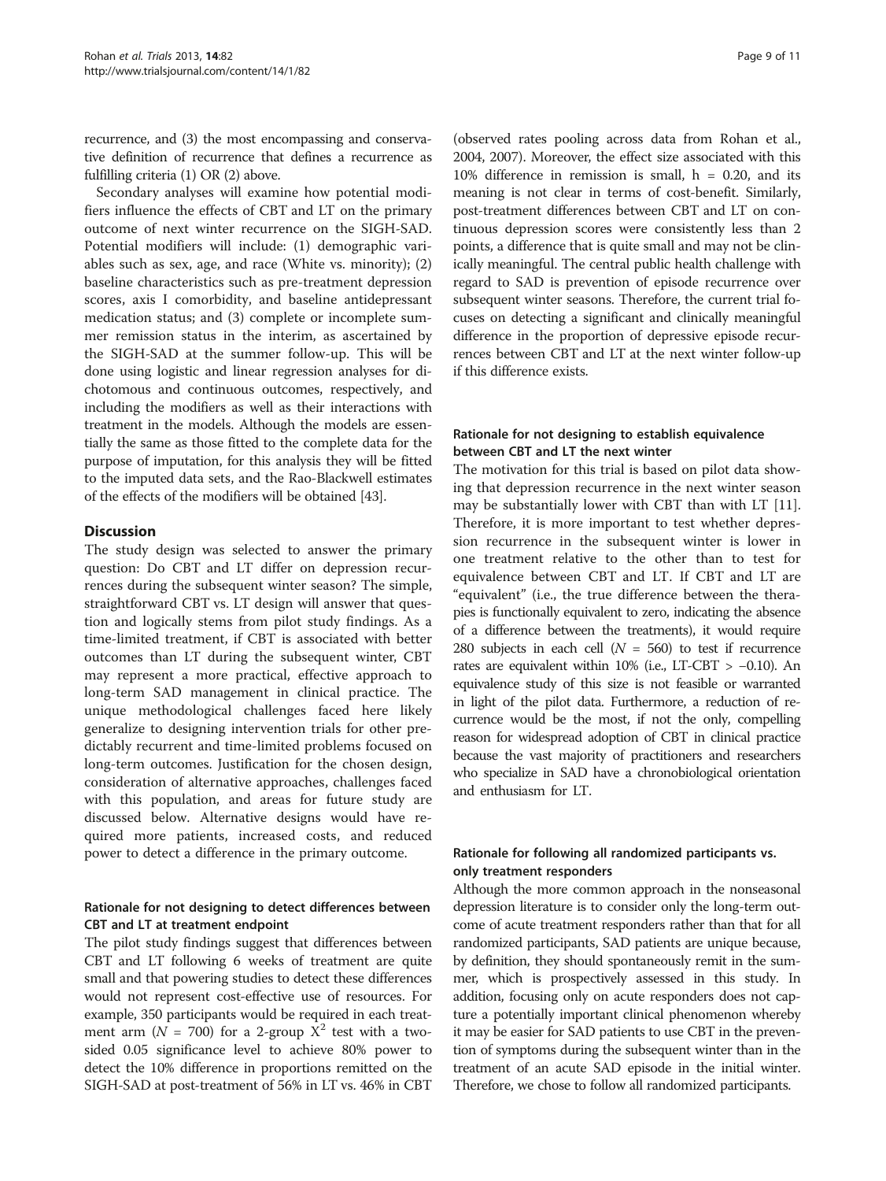recurrence, and (3) the most encompassing and conservative definition of recurrence that defines a recurrence as fulfilling criteria (1) OR (2) above.

Secondary analyses will examine how potential modifiers influence the effects of CBT and LT on the primary outcome of next winter recurrence on the SIGH-SAD. Potential modifiers will include: (1) demographic variables such as sex, age, and race (White vs. minority); (2) baseline characteristics such as pre-treatment depression scores, axis I comorbidity, and baseline antidepressant medication status; and (3) complete or incomplete summer remission status in the interim, as ascertained by the SIGH-SAD at the summer follow-up. This will be done using logistic and linear regression analyses for dichotomous and continuous outcomes, respectively, and including the modifiers as well as their interactions with treatment in the models. Although the models are essentially the same as those fitted to the complete data for the purpose of imputation, for this analysis they will be fitted to the imputed data sets, and the Rao-Blackwell estimates of the effects of the modifiers will be obtained [43].

## Discussion

The study design was selected to answer the primary question: Do CBT and LT differ on depression recurrences during the subsequent winter season? The simple, straightforward CBT vs. LT design will answer that question and logically stems from pilot study findings. As a time-limited treatment, if CBT is associated with better outcomes than LT during the subsequent winter, CBT may represent a more practical, effective approach to long-term SAD management in clinical practice. The unique methodological challenges faced here likely generalize to designing intervention trials for other predictably recurrent and time-limited problems focused on long-term outcomes. Justification for the chosen design, consideration of alternative approaches, challenges faced with this population, and areas for future study are discussed below. Alternative designs would have required more patients, increased costs, and reduced power to detect a difference in the primary outcome.

### Rationale for not designing to detect differences between CBT and LT at treatment endpoint

The pilot study findings suggest that differences between CBT and LT following 6 weeks of treatment are quite small and that powering studies to detect these differences would not represent cost-effective use of resources. For example, 350 participants would be required in each treatment arm ($N$ = 700) for a 2-group $X^2$ test with a two-sided 0.05 significance level to achieve 80% power to detect the 10% difference in proportions remitted on the SIGH-SAD at post-treatment of 56% in LT vs. 46% in CBT (observed rates pooling across data from Rohan et al., 2004, 2007). Moreover, the effect size associated with this 10% difference in remission is small, h = 0.20, and its meaning is not clear in terms of cost-benefit. Similarly, post-treatment differences between CBT and LT on continuous depression scores were consistently less than 2 points, a difference that is quite small and may not be clinically meaningful. The central public health challenge with regard to SAD is prevention of episode recurrence over subsequent winter seasons. Therefore, the current trial focuses on detecting a significant and clinically meaningful difference in the proportion of depressive episode recurrences between CBT and LT at the next winter follow-up if this difference exists.

### Rationale for not designing to establish equivalence between CBT and LT the next winter

The motivation for this trial is based on pilot data showing that depression recurrence in the next winter season may be substantially lower with CBT than with LT [11]. Therefore, it is more important to test whether depression recurrence in the subsequent winter is lower in one treatment relative to the other than to test for equivalence between CBT and LT. If CBT and LT are "equivalent" (i.e., the true difference between the therapies is functionally equivalent to zero, indicating the absence of a difference between the treatments), it would require 280 subjects in each cell ($N$ = 560) to test if recurrence rates are equivalent within 10% (i.e., LT-CBT > −0.10). An equivalence study of this size is not feasible or warranted in light of the pilot data. Furthermore, a reduction of recurrence would be the most, if not the only, compelling reason for widespread adoption of CBT in clinical practice because the vast majority of practitioners and researchers who specialize in SAD have a chronobiological orientation and enthusiasm for LT.

### Rationale for following all randomized participants vs. only treatment responders

Although the more common approach in the nonseasonal depression literature is to consider only the long-term outcome of acute treatment responders rather than that for all randomized participants, SAD patients are unique because, by definition, they should spontaneously remit in the summer, which is prospectively assessed in this study. In addition, focusing only on acute responders does not capture a potentially important clinical phenomenon whereby it may be easier for SAD patients to use CBT in the prevention of symptoms during the subsequent winter than in the treatment of an acute SAD episode in the initial winter. Therefore, we chose to follow all randomized participants.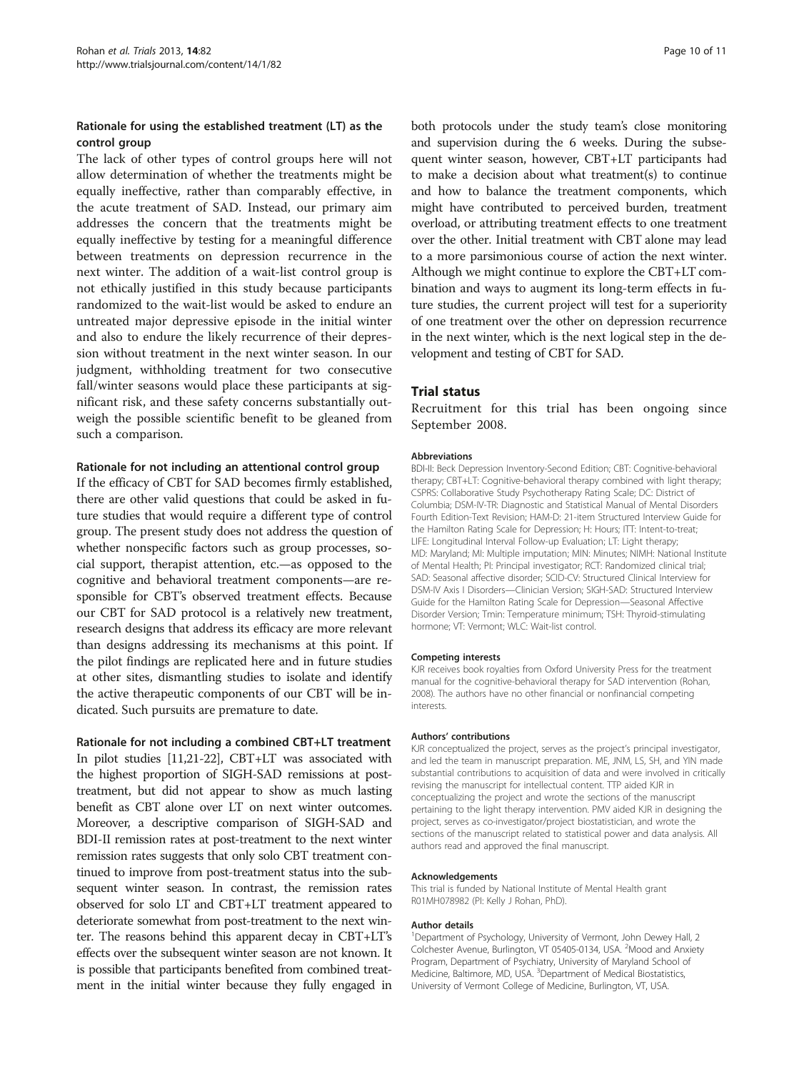### Rationale for using the established treatment (LT) as the control group

The lack of other types of control groups here will not allow determination of whether the treatments might be equally ineffective, rather than comparably effective, in the acute treatment of SAD. Instead, our primary aim addresses the concern that the treatments might be equally ineffective by testing for a meaningful difference between treatments on depression recurrence in the next winter. The addition of a wait-list control group is not ethically justified in this study because participants randomized to the wait-list would be asked to endure an untreated major depressive episode in the initial winter and also to endure the likely recurrence of their depression without treatment in the next winter season. In our judgment, withholding treatment for two consecutive fall/winter seasons would place these participants at significant risk, and these safety concerns substantially outweigh the possible scientific benefit to be gleaned from such a comparison.

### Rationale for not including an attentional control group

If the efficacy of CBT for SAD becomes firmly established, there are other valid questions that could be asked in future studies that would require a different type of control group. The present study does not address the question of whether nonspecific factors such as group processes, social support, therapist attention, etc.—as opposed to the cognitive and behavioral treatment components—are responsible for CBT's observed treatment effects. Because our CBT for SAD protocol is a relatively new treatment, research designs that address its efficacy are more relevant than designs addressing its mechanisms at this point. If the pilot findings are replicated here and in future studies at other sites, dismantling studies to isolate and identify the active therapeutic components of our CBT will be indicated. Such pursuits are premature to date.

### Rationale for not including a combined CBT+LT treatment

In pilot studies [11,21-22], CBT+LT was associated with the highest proportion of SIGH-SAD remissions at post-treatment, but did not appear to show as much lasting benefit as CBT alone over LT on next winter outcomes. Moreover, a descriptive comparison of SIGH-SAD and BDI-II remission rates at post-treatment to the next winter remission rates suggests that only solo CBT treatment continued to improve from post-treatment status into the subsequent winter season. In contrast, the remission rates observed for solo LT and CBT+LT treatment appeared to deteriorate somewhat from post-treatment to the next winter. The reasons behind this apparent decay in CBT+LT's effects over the subsequent winter season are not known. It is possible that participants benefited from combined treatment in the initial winter because they fully engaged in both protocols under the study team's close monitoring and supervision during the 6 weeks. During the subsequent winter season, however, CBT+LT participants had to make a decision about what treatment(s) to continue and how to balance the treatment components, which might have contributed to perceived burden, treatment overload, or attributing treatment effects to one treatment over the other. Initial treatment with CBT alone may lead to a more parsimonious course of action the next winter. Although we might continue to explore the CBT+LT combination and ways to augment its long-term effects in future studies, the current project will test for a superiority of one treatment over the other on depression recurrence in the next winter, which is the next logical step in the development and testing of CBT for SAD.

## Trial status

Recruitment for this trial has been ongoing since September 2008.

#### Abbreviations

BDI-II: Beck Depression Inventory-Second Edition; CBT: Cognitive-behavioral therapy; CBT+LT: Cognitive-behavioral therapy combined with light therapy; CSPRS: Collaborative Study Psychotherapy Rating Scale; DC: District of Columbia; DSM-IV-TR: Diagnostic and Statistical Manual of Mental Disorders Fourth Edition-Text Revision; HAM-D: 21-item Structured Interview Guide for the Hamilton Rating Scale for Depression; H: Hours; ITT: Intent-to-treat; LIFE: Longitudinal Interval Follow-up Evaluation; LT: Light therapy; MD: Maryland; MI: Multiple imputation; MIN: Minutes; NIMH: National Institute of Mental Health; PI: Principal investigator; RCT: Randomized clinical trial; SAD: Seasonal affective disorder; SCID-CV: Structured Clinical Interview for DSM-IV Axis I Disorders—Clinician Version; SIGH-SAD: Structured Interview Guide for the Hamilton Rating Scale for Depression—Seasonal Affective Disorder Version; Tmin: Temperature minimum; TSH: Thyroid-stimulating hormone; VT: Vermont; WLC: Wait-list control.

#### Competing interests

KJR receives book royalties from Oxford University Press for the treatment manual for the cognitive-behavioral therapy for SAD intervention (Rohan, 2008). The authors have no other financial or nonfinancial competing interests.

#### Authors' contributions

KJR conceptualized the project, serves as the project's principal investigator, and led the team in manuscript preparation. ME, JNM, LS, SH, and YIN made substantial contributions to acquisition of data and were involved in critically revising the manuscript for intellectual content. TTP aided KJR in conceptualizing the project and wrote the sections of the manuscript pertaining to the light therapy intervention. PMV aided KJR in designing the project, serves as co-investigator/project biostatistician, and wrote the sections of the manuscript related to statistical power and data analysis. All authors read and approved the final manuscript.

#### Acknowledgements

This trial is funded by National Institute of Mental Health grant R01MH078982 (PI: Kelly J Rohan, PhD).

#### Author details

[1]Department of Psychology, University of Vermont, John Dewey Hall, 2 Colchester Avenue, Burlington, VT 05405-0134, USA. [2]Mood and Anxiety Program, Department of Psychiatry, University of Maryland School of Medicine, Baltimore, MD, USA. [3]Department of Medical Biostatistics, University of Vermont College of Medicine, Burlington, VT, USA.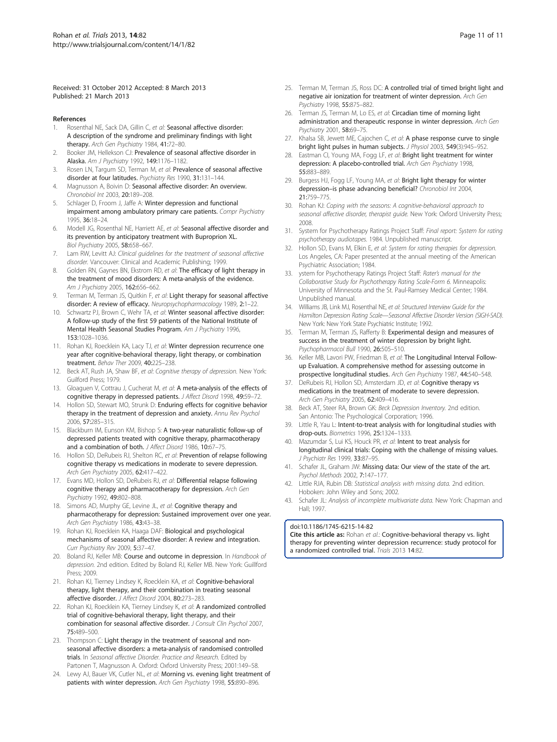Received: 31 October 2012 Accepted: 8 March 2013
Published: 21 March 2013

## References

1. Rosenthal NE, Sack DA, Gillin C, *et al*: **Seasonal affective disorder: A description of the syndrome and preliminary findings with light therapy.** *Arch Gen Psychiatry* 1984, **41**:72–80.
2. Booker JM, Hellekson CJ: **Prevalence of seasonal affective disorder in Alaska.** *Am J Psychiatry* 1992, **149**:1176–1182.
3. Rosen LN, Targum SD, Terman M, *et al*: **Prevalence of seasonal affective disorder at four latitudes.** *Psychiatry Res* 1990, **31**:131–144.
4. Magnusson A, Boivin D: **Seasonal affective disorder: An overview.** *Chronobiol Int* 2003, **20**:189–208.
5. Schlager D, Froom J, Jaffe A: **Winter depression and functional impairment among ambulatory primary care patients.** *Compr Psychiatry* 1995, **36**:18–24.
6. Modell JG, Rosenthal NE, Harriett AE, *et al*: **Seasonal affective disorder and its prevention by anticipatory treatment with Buproprion XL.** *Biol Psychiatry* 2005, **58**:658–667.
7. Lam RW, Levitt AJ: *Clinical guidelines for the treatment of seasonal affective disorder.* Vancouver: Clinical and Academic Publishing; 1999.
8. Golden RN, Gaynes BN, Ekstrom RD, *et al*: **The efficacy of light therapy in the treatment of mood disorders: A meta-analysis of the evidence.** *Am J Psychiatry* 2005, **162**:656–662.
9. Terman M, Terman JS, Quitkin F, *et al*: **Light therapy for seasonal affective disorder: A review of efficacy.** *Neuropsychopharmacology* 1989, **2**:1–22.
10. Schwartz PJ, Brown C, Wehr TA, *et al*: **Winter seasonal affective disorder: A follow-up study of the first 59 patients of the National Institute of Mental Health Seasonal Studies Program.** *Am J Psychiatry* 1996, **153**:1028–1036.
11. Rohan KJ, Roecklein KA, Lacy TJ, *et al*: **Winter depression recurrence one year after cognitive-behavioral therapy, light therapy, or combination treatment.** *Behav Ther* 2009, **40**:225–238.
12. Beck AT, Rush JA, Shaw BF, *et al*: *Cognitive therapy of depression.* New York: Guilford Press; 1979.
13. Gloaguen V, Cottrau J, Cucherat M, *et al*: **A meta-analysis of the effects of cognitive therapy in depressed patients.** *J Affect Disord* 1998, **49**:59–72.
14. Hollon SD, Stewart MO, Strunk D: **Enduring effects for cognitive behavior therapy in the treatment of depression and anxiety.** *Annu Rev Psychol* 2006, **57**:285–315.
15. Blackburn IM, Eunson KM, Bishop S: **A two-year naturalistic follow-up of depressed patients treated with cognitive therapy, pharmacotherapy and a combination of both.** *J Affect Disord* 1986, **10**:67–75.
16. Hollon SD, DeRubeis RJ, Shelton RC, *et al*: **Prevention of relapse following cognitive therapy vs medications in moderate to severe depression.** *Arch Gen Psychiatry* 2005, **62**:417–422.
17. Evans MD, Hollon SD, DeRubeis RJ, *et al*: **Differential relapse following cognitive therapy and pharmacotherapy for depression.** *Arch Gen Psychiatry* 1992, **49**:802–808.
18. Simons AD, Murphy GE, Levine JL, *et al*: **Cognitive therapy and pharmacotherapy for depression: Sustained improvement over one year.** *Arch Gen Psychiatry* 1986, **43**:43–38.
19. Rohan KJ, Roecklein KA, Haaga DAF: **Biological and psychological mechanisms of seasonal affective disorder: A review and integration.** *Curr Psychiatry Rev* 2009, **5**:37–47.
20. Boland RJ, Keller MB: **Course and outcome in depression.** In *Handbook of depression.* 2nd edition. Edited by Boland RJ, Keller MB. New York: Guillford Press; 2009.
21. Rohan KJ, Tierney Lindsey K, Roecklein KA, *et al*: **Cognitive-behavioral therapy, light therapy, and their combination in treating seasonal affective disorder.** *J Affect Disord* 2004, **80**:273–283.
22. Rohan KJ, Roecklein KA, Tierney Lindsey K, *et al*: **A randomized controlled trial of cognitive-behavioral therapy, light therapy, and their combination for seasonal affective disorder.** *J Consult Clin Psychol* 2007, **75**:489–500.
23. Thompson C: **Light therapy in the treatment of seasonal and non-seasonal affective disorders: a meta-analysis of randomised controlled trials.** In *Seasonal affective Disorder. Practice and Research.* Edited by Partonen T, Magnusson A. Oxford: Oxford University Press; 2001:149–58.
24. Lewy AJ, Bauer VK, Cutler NL, *et al*: **Morning vs. evening light treatment of patients with winter depression.** *Arch Gen Psychiatry* 1998, **55**:890–896.
25. Terman M, Terman JS, Ross DC: **A controlled trial of timed bright light and negative air ionization for treatment of winter depression.** *Arch Gen Psychiatry* 1998, **55**:875–882.
26. Terman JS, Terman M, Lo ES, *et al*: **Circadian time of morning light administration and therapeutic response in winter depression.** *Arch Gen Psychiatry* 2001, **58**:69–75.
27. Khalsa SB, Jewett ME, Cajochen C, *et al*: **A phase response curve to single bright light pulses in human subjects.** *J Physiol* 2003, **549**(3):945–952.
28. Eastman CI, Young MA, Fogg LF, *et al*: **Bright light treatment for winter depression: A placebo-controlled trial.** *Arch Gen Psychiatry* 1998, **55**:883–889.
29. Burgess HJ, Fogg LF, Young MA, *et al*: **Bright light therapy for winter depression–is phase advancing beneficial?** *Chronobiol Int* 2004, **21**:759–775.
30. Rohan KJ: *Coping with the seasons: A cognitive-behavioral approach to seasonal affective disorder, therapist guide.* New York: Oxford University Press; 2008.
31. System for Psychotherapy Ratings Project Staff: *Final report: System for rating psychotherapy audiotapes.* 1984. Unpublished manuscript.
32. Hollon SD, Evans M, Elkin E, *et al*: *System for rating therapies for depression.* Los Angeles, CA: Paper presented at the annual meeting of the American Psychiatric Association; 1984.
33. ystem for Psychotherapy Ratings Project Staff: *Rater's manual for the Collaborative Study for Psychotherapy Rating Scale-Form 6.* Minneapolis: University of Minnesota and the St. Paul-Ramsey Medical Center; 1984. Unpublished manual.
34. Williams JB, Link MJ, Rosenthal NE, *et al*: *Structured Interview Guide for the Hamilton Depression Rating Scale—Seasonal Affective Disorder Version (SIGH-SAD).* New York: New York State Psychiatric Institute; 1992.
35. Terman M, Terman JS, Rafferty B: **Experimental design and measures of success in the treatment of winter depression by bright light.** *Psychopharmacol Bull* 1990, **26**:505–510.
36. Keller MB, Lavori PW, Friedman B, *et al*: **The Longitudinal Interval Follow-up Evaluation. A comprehensive method for assessing outcome in prospective longitudinal studies.** *Arch Gen Psychiatry* 1987, **44**:540–548.
37. DeRubeis RJ, Hollon SD, Amsterdam JD, *et al*: **Cognitive therapy vs medications in the treatment of moderate to severe depression.** *Arch Gen Psychiatry* 2005, **62**:409–416.
38. Beck AT, Steer RA, Brown GK: *Beck Depression Inventory.* 2nd edition. San Antonio: The Psychological Corporation; 1996.
39. Little R, Yau L: **Intent-to-treat analysis with for longitudinal studies with drop-outs.** *Biometrics* 1996, **25**:1324–1333.
40. Mazumdar S, Lui KS, Houck PR, *et al*: **Intent to treat analysis for longitudinal clinical trials: Coping with the challenge of missing values.** *J Psychiatr Res* 1999, **33**:87–95.
41. Schafer JL, Graham JW: **Missing data: Our view of the state of the art.** *Psychol Methods* 2002, **7**:147–177.
42. Little RJA, Rubin DB: *Statistical analysis with missing data.* 2nd edition. Hoboken: John Wiley and Sons; 2002.
43. Schafer JL: *Analysis of incomplete multivariate data.* New York: Chapman and Hall; 1997.

doi:10.1186/1745-6215-14-82

**Cite this article as:** Rohan *et al.*: Cognitive-behavioral therapy vs. light therapy for preventing winter depression recurrence: study protocol for a randomized controlled trial. *Trials* 2013 **14**:82.